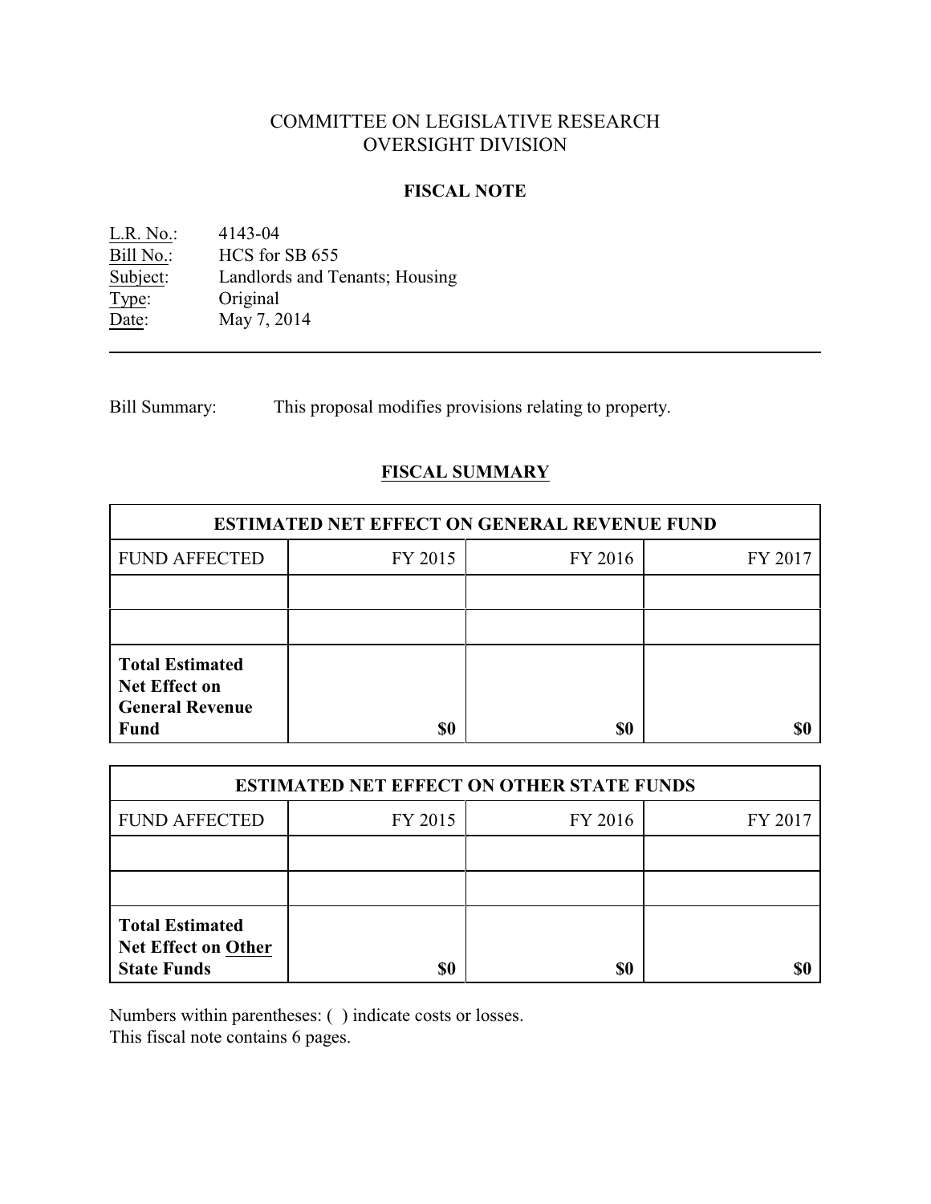# COMMITTEE ON LEGISLATIVE RESEARCH
# OVERSIGHT DIVISION

## FISCAL NOTE

L.R. No.: 4143-04
Bill No.: HCS for SB 655
Subject: Landlords and Tenants; Housing
Type: Original
Date: May 7, 2014

---

Bill Summary: This proposal modifies provisions relating to property.

## FISCAL SUMMARY

| ESTIMATED NET EFFECT ON GENERAL REVENUE FUND | | | |
|---|---|---|---|
| FUND AFFECTED | FY 2015 | FY 2016 | FY 2017 |
| | | | |
| | | | |
| **Total Estimated Net Effect on General Revenue Fund** | **$0** | **$0** | **$0** |

| ESTIMATED NET EFFECT ON OTHER STATE FUNDS | | | |
|---|---|---|---|
| FUND AFFECTED | FY 2015 | FY 2016 | FY 2017 |
| | | | |
| | | | |
| **Total Estimated Net Effect on Other State Funds** | **$0** | **$0** | **$0** |

Numbers within parentheses: ( ) indicate costs or losses.
This fiscal note contains 6 pages.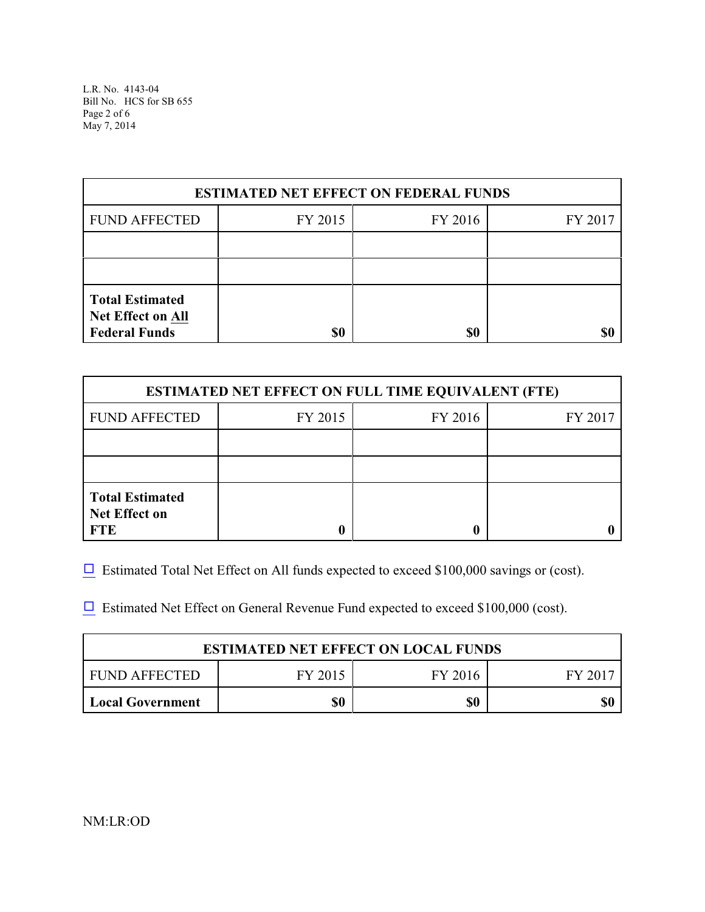| ESTIMATED NET EFFECT ON FEDERAL FUNDS | | | |
|---|---|---|---|
| FUND AFFECTED | FY 2015 | FY 2016 | FY 2017 |
| | | | |
| | | | |
| **Total Estimated Net Effect on All Federal Funds** | **$0** | **$0** | **$0** |

| ESTIMATED NET EFFECT ON FULL TIME EQUIVALENT (FTE) | | | |
|---|---|---|---|
| FUND AFFECTED | FY 2015 | FY 2016 | FY 2017 |
| | | | |
| | | | |
| **Total Estimated Net Effect on FTE** | **0** | **0** | **0** |

☐ Estimated Total Net Effect on All funds expected to exceed $100,000 savings or (cost).

☐ Estimated Net Effect on General Revenue Fund expected to exceed $100,000 (cost).

| ESTIMATED NET EFFECT ON LOCAL FUNDS | | | |
|---|---|---|---|
| FUND AFFECTED | FY 2015 | FY 2016 | FY 2017 |
| **Local Government** | **$0** | **$0** | **$0** |

NM:LR:OD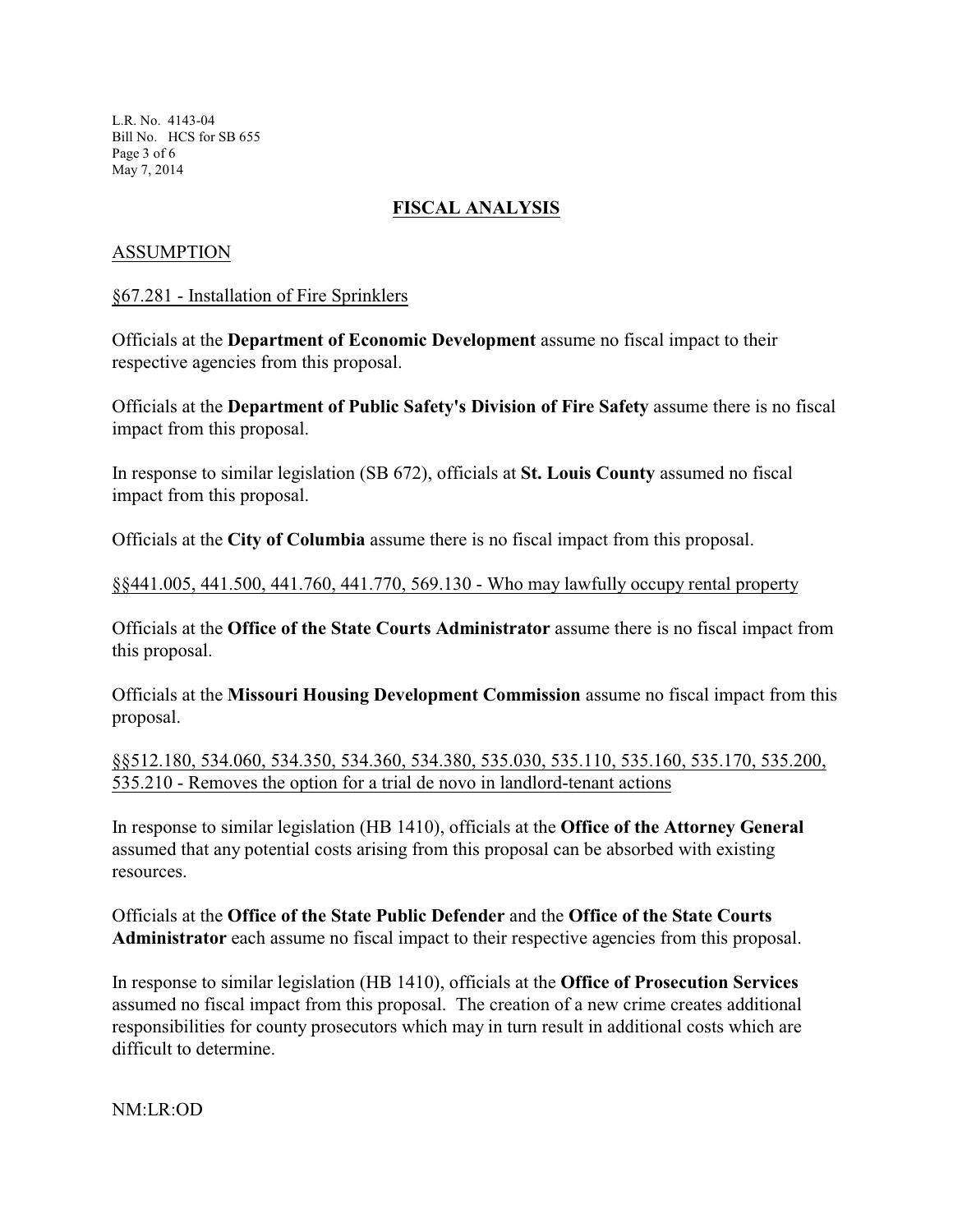## FISCAL ANALYSIS

### ASSUMPTION

§67.281 - Installation of Fire Sprinklers

Officials at the **Department of Economic Development** assume no fiscal impact to their respective agencies from this proposal.

Officials at the **Department of Public Safety's Division of Fire Safety** assume there is no fiscal impact from this proposal.

In response to similar legislation (SB 672), officials at **St. Louis County** assumed no fiscal impact from this proposal.

Officials at the **City of Columbia** assume there is no fiscal impact from this proposal.

§§441.005, 441.500, 441.760, 441.770, 569.130 - Who may lawfully occupy rental property

Officials at the **Office of the State Courts Administrator** assume there is no fiscal impact from this proposal.

Officials at the **Missouri Housing Development Commission** assume no fiscal impact from this proposal.

§§512.180, 534.060, 534.350, 534.360, 534.380, 535.030, 535.110, 535.160, 535.170, 535.200, 535.210 - Removes the option for a trial de novo in landlord-tenant actions

In response to similar legislation (HB 1410), officials at the **Office of the Attorney General** assumed that any potential costs arising from this proposal can be absorbed with existing resources.

Officials at the **Office of the State Public Defender** and the **Office of the State Courts Administrator** each assume no fiscal impact to their respective agencies from this proposal.

In response to similar legislation (HB 1410), officials at the **Office of Prosecution Services** assumed no fiscal impact from this proposal. The creation of a new crime creates additional responsibilities for county prosecutors which may in turn result in additional costs which are difficult to determine.

NM:LR:OD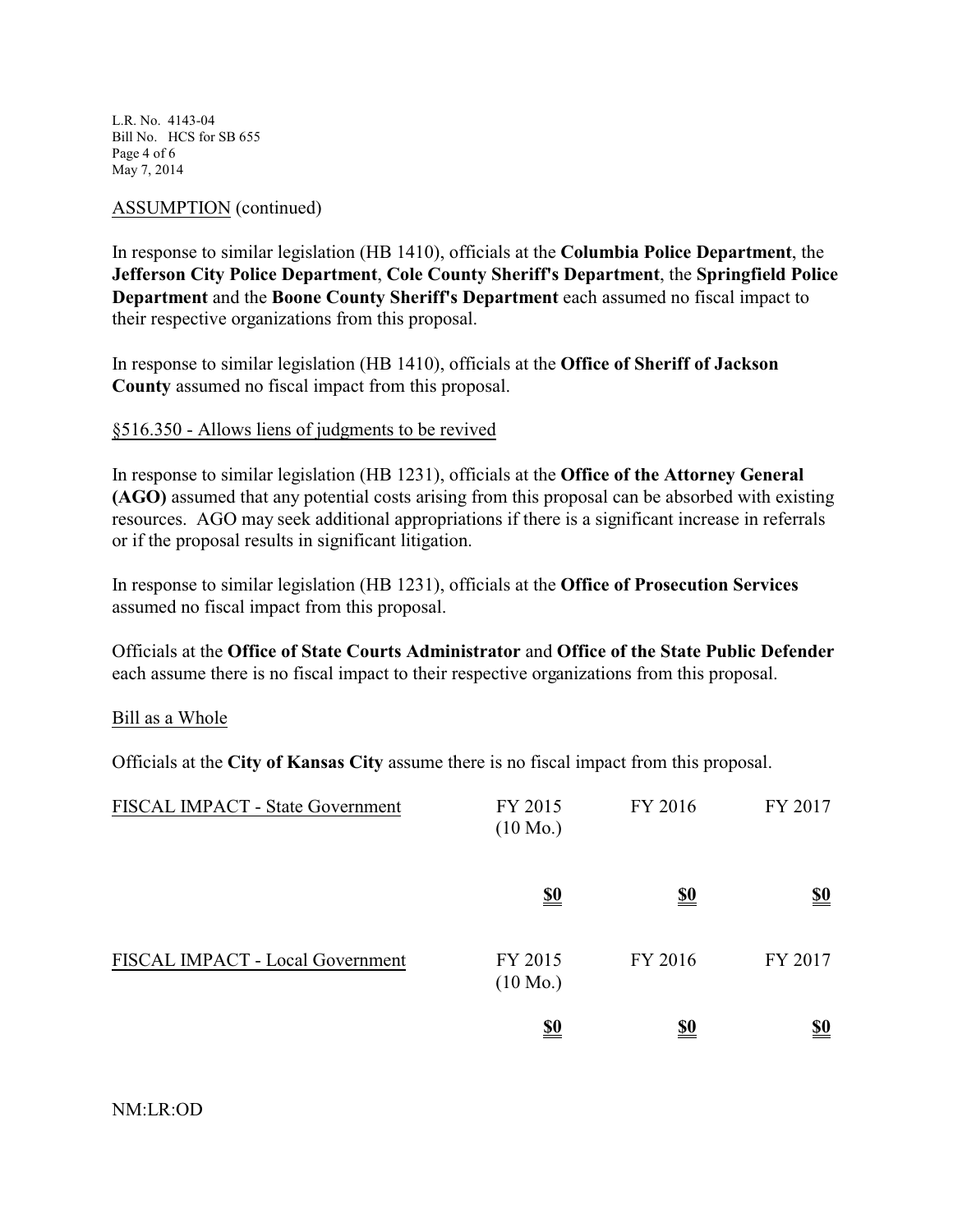ASSUMPTION (continued)

In response to similar legislation (HB 1410), officials at the **Columbia Police Department**, the **Jefferson City Police Department**, **Cole County Sheriff's Department**, the **Springfield Police Department** and the **Boone County Sheriff's Department** each assumed no fiscal impact to their respective organizations from this proposal.

In response to similar legislation (HB 1410), officials at the **Office of Sheriff of Jackson County** assumed no fiscal impact from this proposal.

§516.350 - Allows liens of judgments to be revived

In response to similar legislation (HB 1231), officials at the **Office of the Attorney General (AGO)** assumed that any potential costs arising from this proposal can be absorbed with existing resources. AGO may seek additional appropriations if there is a significant increase in referrals or if the proposal results in significant litigation.

In response to similar legislation (HB 1231), officials at the **Office of Prosecution Services** assumed no fiscal impact from this proposal.

Officials at the **Office of State Courts Administrator** and **Office of the State Public Defender** each assume there is no fiscal impact to their respective organizations from this proposal.

Bill as a Whole

Officials at the **City of Kansas City** assume there is no fiscal impact from this proposal.

| FISCAL IMPACT - State Government | FY 2015 (10 Mo.) | FY 2016 | FY 2017 |
|---|---|---|---|
| | **$0** | **$0** | **$0** |

| FISCAL IMPACT - Local Government | FY 2015 (10 Mo.) | FY 2016 | FY 2017 |
|---|---|---|---|
| | **$0** | **$0** | **$0** |

NM:LR:OD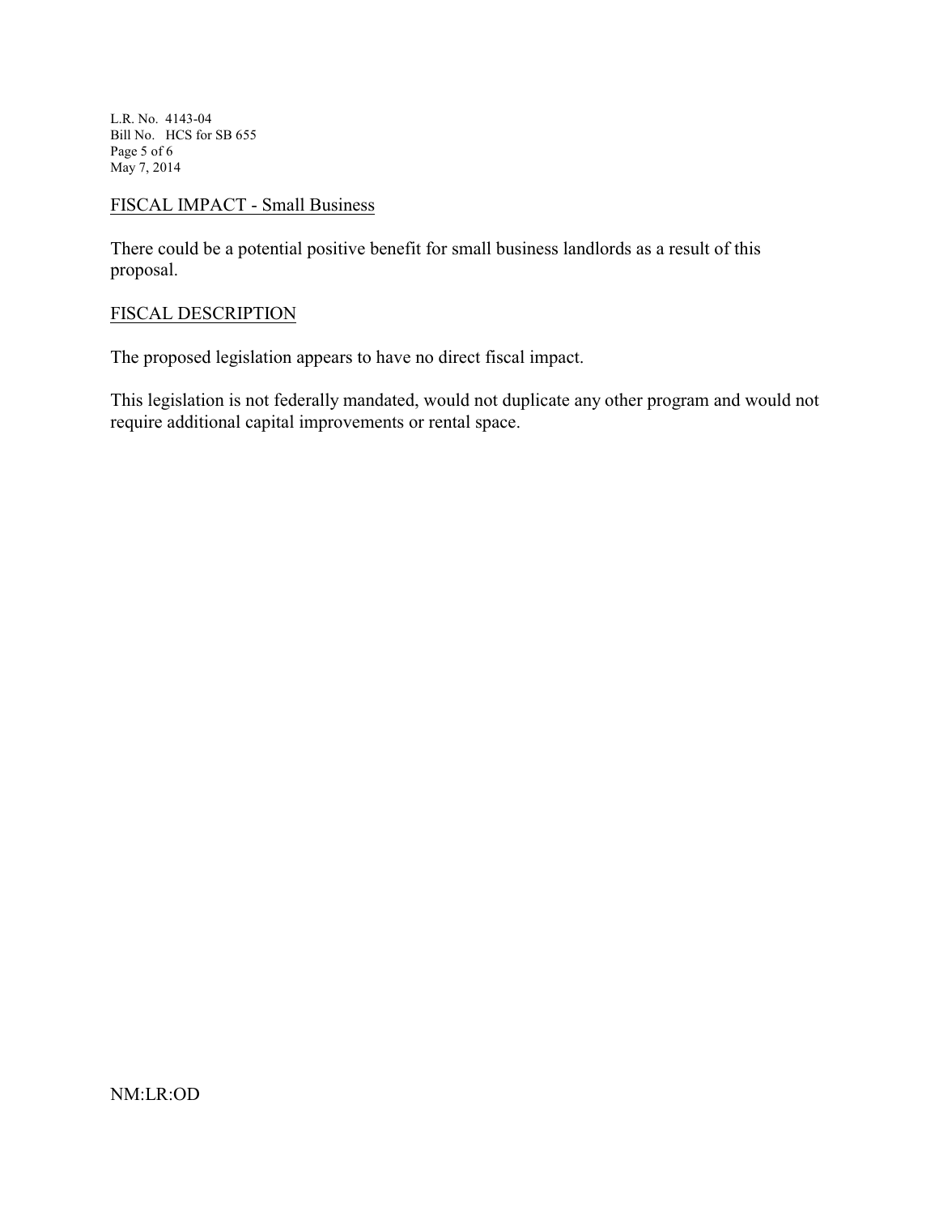FISCAL IMPACT - Small Business

There could be a potential positive benefit for small business landlords as a result of this proposal.

FISCAL DESCRIPTION

The proposed legislation appears to have no direct fiscal impact.

This legislation is not federally mandated, would not duplicate any other program and would not require additional capital improvements or rental space.

NM:LR:OD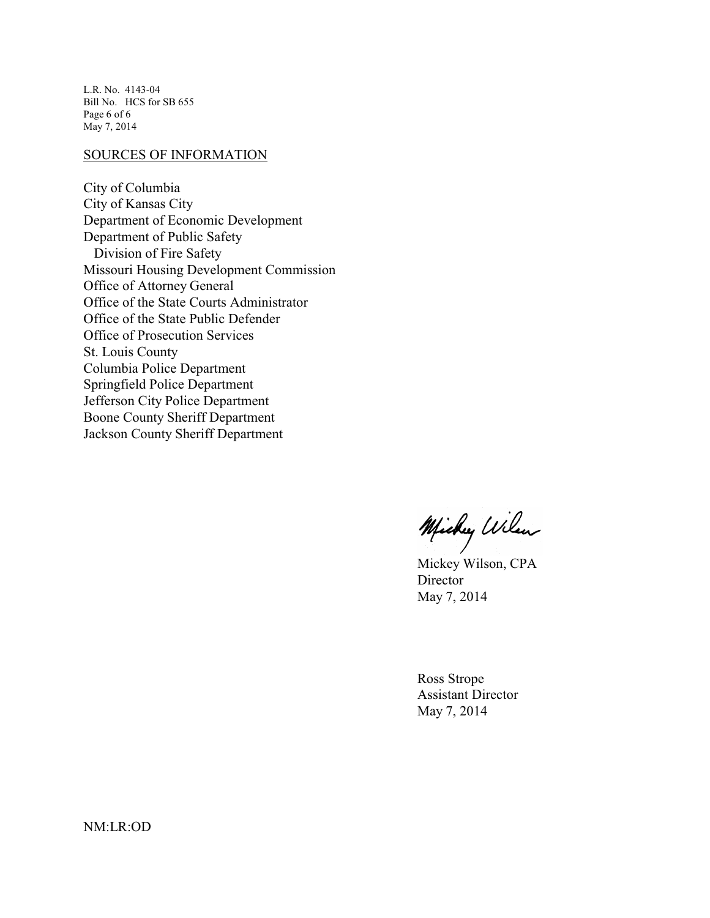## SOURCES OF INFORMATION

City of Columbia
City of Kansas City
Department of Economic Development
Department of Public Safety
  Division of Fire Safety
Missouri Housing Development Commission
Office of Attorney General
Office of the State Courts Administrator
Office of the State Public Defender
Office of Prosecution Services
St. Louis County
Columbia Police Department
Springfield Police Department
Jefferson City Police Department
Boone County Sheriff Department
Jackson County Sheriff Department

Mickey Wilson, CPA
Director
May 7, 2014

Ross Strope
Assistant Director
May 7, 2014

NM:LR:OD